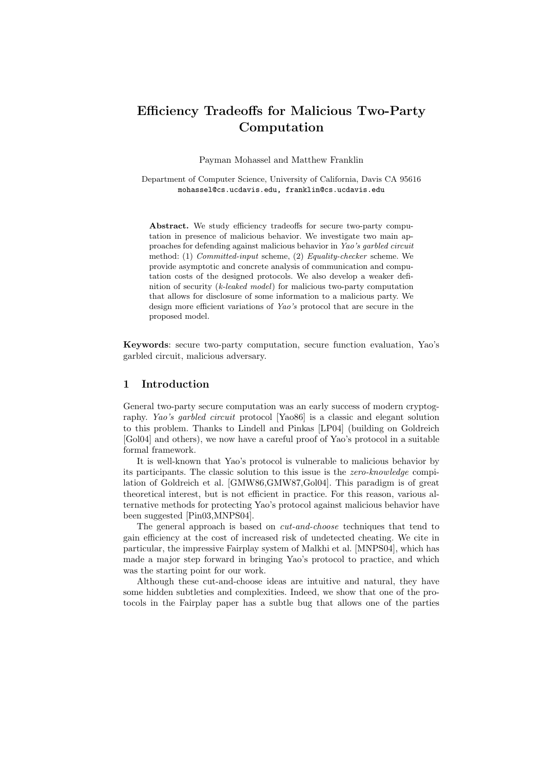# Efficiency Tradeoffs for Malicious Two-Party Computation

Payman Mohassel and Matthew Franklin

Department of Computer Science, University of California, Davis CA 95616
mohassel@cs.ucdavis.edu, franklin@cs.ucdavis.edu

**Abstract.** We study efficiency tradeoffs for secure two-party computation in presence of malicious behavior. We investigate two main approaches for defending against malicious behavior in *Yao's garbled circuit* method: (1) *Committed-input* scheme, (2) *Equality-checker* scheme. We provide asymptotic and concrete analysis of communication and computation costs of the designed protocols. We also develop a weaker definition of security (*k-leaked model*) for malicious two-party computation that allows for disclosure of some information to a malicious party. We design more efficient variations of *Yao's* protocol that are secure in the proposed model.

**Keywords**: secure two-party computation, secure function evaluation, Yao's garbled circuit, malicious adversary.

## 1 Introduction

General two-party secure computation was an early success of modern cryptography. *Yao's garbled circuit* protocol [Yao86] is a classic and elegant solution to this problem. Thanks to Lindell and Pinkas [LP04] (building on Goldreich [Gol04] and others), we now have a careful proof of Yao's protocol in a suitable formal framework.

It is well-known that Yao's protocol is vulnerable to malicious behavior by its participants. The classic solution to this issue is the *zero-knowledge* compilation of Goldreich et al. [GMW86,GMW87,Gol04]. This paradigm is of great theoretical interest, but is not efficient in practice. For this reason, various alternative methods for protecting Yao's protocol against malicious behavior have been suggested [Pin03,MNPS04].

The general approach is based on *cut-and-choose* techniques that tend to gain efficiency at the cost of increased risk of undetected cheating. We cite in particular, the impressive Fairplay system of Malkhi et al. [MNPS04], which has made a major step forward in bringing Yao's protocol to practice, and which was the starting point for our work.

Although these cut-and-choose ideas are intuitive and natural, they have some hidden subtleties and complexities. Indeed, we show that one of the protocols in the Fairplay paper has a subtle bug that allows one of the parties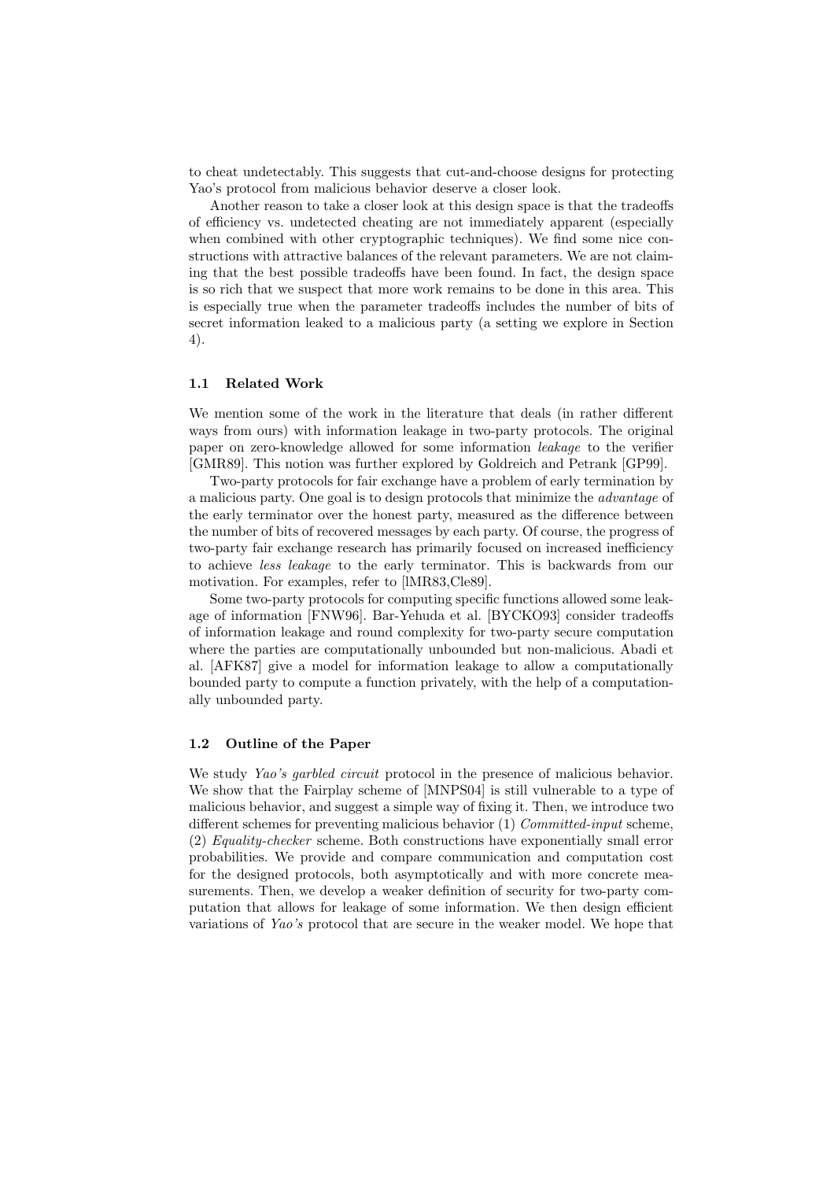to cheat undetectably. This suggests that cut-and-choose designs for protecting Yao's protocol from malicious behavior deserve a closer look.

Another reason to take a closer look at this design space is that the tradeoffs of efficiency vs. undetected cheating are not immediately apparent (especially when combined with other cryptographic techniques). We find some nice constructions with attractive balances of the relevant parameters. We are not claiming that the best possible tradeoffs have been found. In fact, the design space is so rich that we suspect that more work remains to be done in this area. This is especially true when the parameter tradeoffs includes the number of bits of secret information leaked to a malicious party (a setting we explore in Section 4).

### 1.1 Related Work

We mention some of the work in the literature that deals (in rather different ways from ours) with information leakage in two-party protocols. The original paper on zero-knowledge allowed for some information *leakage* to the verifier [GMR89]. This notion was further explored by Goldreich and Petrank [GP99].

Two-party protocols for fair exchange have a problem of early termination by a malicious party. One goal is to design protocols that minimize the *advantage* of the early terminator over the honest party, measured as the difference between the number of bits of recovered messages by each party. Of course, the progress of two-party fair exchange research has primarily focused on increased inefficiency to achieve *less leakage* to the early terminator. This is backwards from our motivation. For examples, refer to [lMR83,Cle89].

Some two-party protocols for computing specific functions allowed some leakage of information [FNW96]. Bar-Yehuda et al. [BYCKO93] consider tradeoffs of information leakage and round complexity for two-party secure computation where the parties are computationally unbounded but non-malicious. Abadi et al. [AFK87] give a model for information leakage to allow a computationally bounded party to compute a function privately, with the help of a computationally unbounded party.

### 1.2 Outline of the Paper

We study *Yao's garbled circuit* protocol in the presence of malicious behavior. We show that the Fairplay scheme of [MNPS04] is still vulnerable to a type of malicious behavior, and suggest a simple way of fixing it. Then, we introduce two different schemes for preventing malicious behavior (1) *Committed-input* scheme, (2) *Equality-checker* scheme. Both constructions have exponentially small error probabilities. We provide and compare communication and computation cost for the designed protocols, both asymptotically and with more concrete measurements. Then, we develop a weaker definition of security for two-party computation that allows for leakage of some information. We then design efficient variations of *Yao's* protocol that are secure in the weaker model. We hope that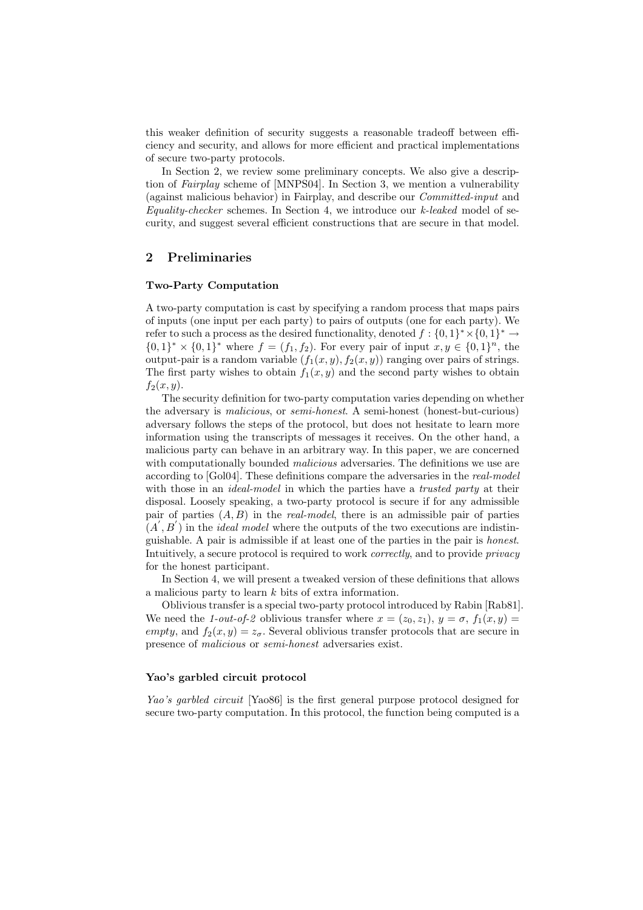this weaker definition of security suggests a reasonable tradeoff between efficiency and security, and allows for more efficient and practical implementations of secure two-party protocols.

In Section 2, we review some preliminary concepts. We also give a description of *Fairplay* scheme of [MNPS04]. In Section 3, we mention a vulnerability (against malicious behavior) in Fairplay, and describe our *Committed-input* and *Equality-checker* schemes. In Section 4, we introduce our *k-leaked* model of security, and suggest several efficient constructions that are secure in that model.

## 2 Preliminaries

### Two-Party Computation

A two-party computation is cast by specifying a random process that maps pairs of inputs (one input per each party) to pairs of outputs (one for each party). We refer to such a process as the desired functionality, denoted $f : \{0,1\}^* \times \{0,1\}^* \rightarrow \{0,1\}^* \times \{0,1\}^*$ where $f = (f_1, f_2)$. For every pair of input $x, y \in \{0,1\}^n$, the output-pair is a random variable $(f_1(x,y), f_2(x,y))$ ranging over pairs of strings. The first party wishes to obtain $f_1(x,y)$ and the second party wishes to obtain $f_2(x,y)$.

The security definition for two-party computation varies depending on whether the adversary is *malicious*, or *semi-honest*. A semi-honest (honest-but-curious) adversary follows the steps of the protocol, but does not hesitate to learn more information using the transcripts of messages it receives. On the other hand, a malicious party can behave in an arbitrary way. In this paper, we are concerned with computationally bounded *malicious* adversaries. The definitions we use are according to [Gol04]. These definitions compare the adversaries in the *real-model* with those in an *ideal-model* in which the parties have a *trusted party* at their disposal. Loosely speaking, a two-party protocol is secure if for any admissible pair of parties $(A, B)$ in the *real-model*, there is an admissible pair of parties $(A', B')$ in the *ideal model* where the outputs of the two executions are indistinguishable. A pair is admissible if at least one of the parties in the pair is *honest*. Intuitively, a secure protocol is required to work *correctly*, and to provide *privacy* for the honest participant.

In Section 4, we will present a tweaked version of these definitions that allows a malicious party to learn $k$ bits of extra information.

Oblivious transfer is a special two-party protocol introduced by Rabin [Rab81]. We need the *1-out-of-2* oblivious transfer where $x = (z_0, z_1)$, $y = \sigma$, $f_1(x,y) =$ *empty*, and $f_2(x,y) = z_\sigma$. Several oblivious transfer protocols that are secure in presence of *malicious* or *semi-honest* adversaries exist.

### Yao's garbled circuit protocol

*Yao's garbled circuit* [Yao86] is the first general purpose protocol designed for secure two-party computation. In this protocol, the function being computed is a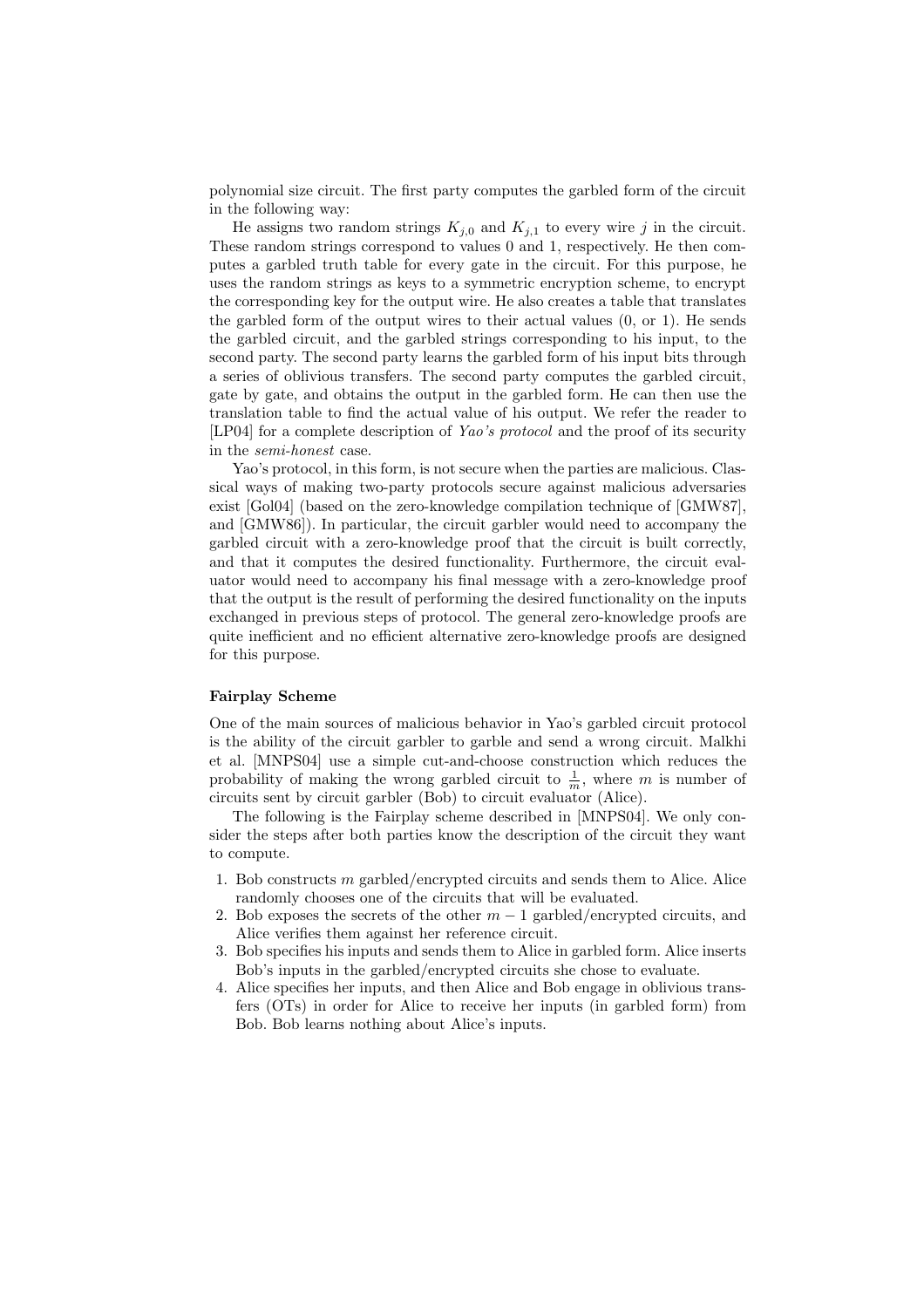polynomial size circuit. The first party computes the garbled form of the circuit in the following way:

He assigns two random strings $K_{j,0}$ and $K_{j,1}$ to every wire $j$ in the circuit. These random strings correspond to values 0 and 1, respectively. He then computes a garbled truth table for every gate in the circuit. For this purpose, he uses the random strings as keys to a symmetric encryption scheme, to encrypt the corresponding key for the output wire. He also creates a table that translates the garbled form of the output wires to their actual values (0, or 1). He sends the garbled circuit, and the garbled strings corresponding to his input, to the second party. The second party learns the garbled form of his input bits through a series of oblivious transfers. The second party computes the garbled circuit, gate by gate, and obtains the output in the garbled form. He can then use the translation table to find the actual value of his output. We refer the reader to [LP04] for a complete description of *Yao's protocol* and the proof of its security in the *semi-honest* case.

Yao's protocol, in this form, is not secure when the parties are malicious. Classical ways of making two-party protocols secure against malicious adversaries exist [Gol04] (based on the zero-knowledge compilation technique of [GMW87], and [GMW86]). In particular, the circuit garbler would need to accompany the garbled circuit with a zero-knowledge proof that the circuit is built correctly, and that it computes the desired functionality. Furthermore, the circuit evaluator would need to accompany his final message with a zero-knowledge proof that the output is the result of performing the desired functionality on the inputs exchanged in previous steps of protocol. The general zero-knowledge proofs are quite inefficient and no efficient alternative zero-knowledge proofs are designed for this purpose.

**Fairplay Scheme**

One of the main sources of malicious behavior in Yao's garbled circuit protocol is the ability of the circuit garbler to garble and send a wrong circuit. Malkhi et al. [MNPS04] use a simple cut-and-choose construction which reduces the probability of making the wrong garbled circuit to $\frac{1}{m}$, where $m$ is number of circuits sent by circuit garbler (Bob) to circuit evaluator (Alice).

The following is the Fairplay scheme described in [MNPS04]. We only consider the steps after both parties know the description of the circuit they want to compute.

1. Bob constructs $m$ garbled/encrypted circuits and sends them to Alice. Alice randomly chooses one of the circuits that will be evaluated.
2. Bob exposes the secrets of the other $m-1$ garbled/encrypted circuits, and Alice verifies them against her reference circuit.
3. Bob specifies his inputs and sends them to Alice in garbled form. Alice inserts Bob's inputs in the garbled/encrypted circuits she chose to evaluate.
4. Alice specifies her inputs, and then Alice and Bob engage in oblivious transfers (OTs) in order for Alice to receive her inputs (in garbled form) from Bob. Bob learns nothing about Alice's inputs.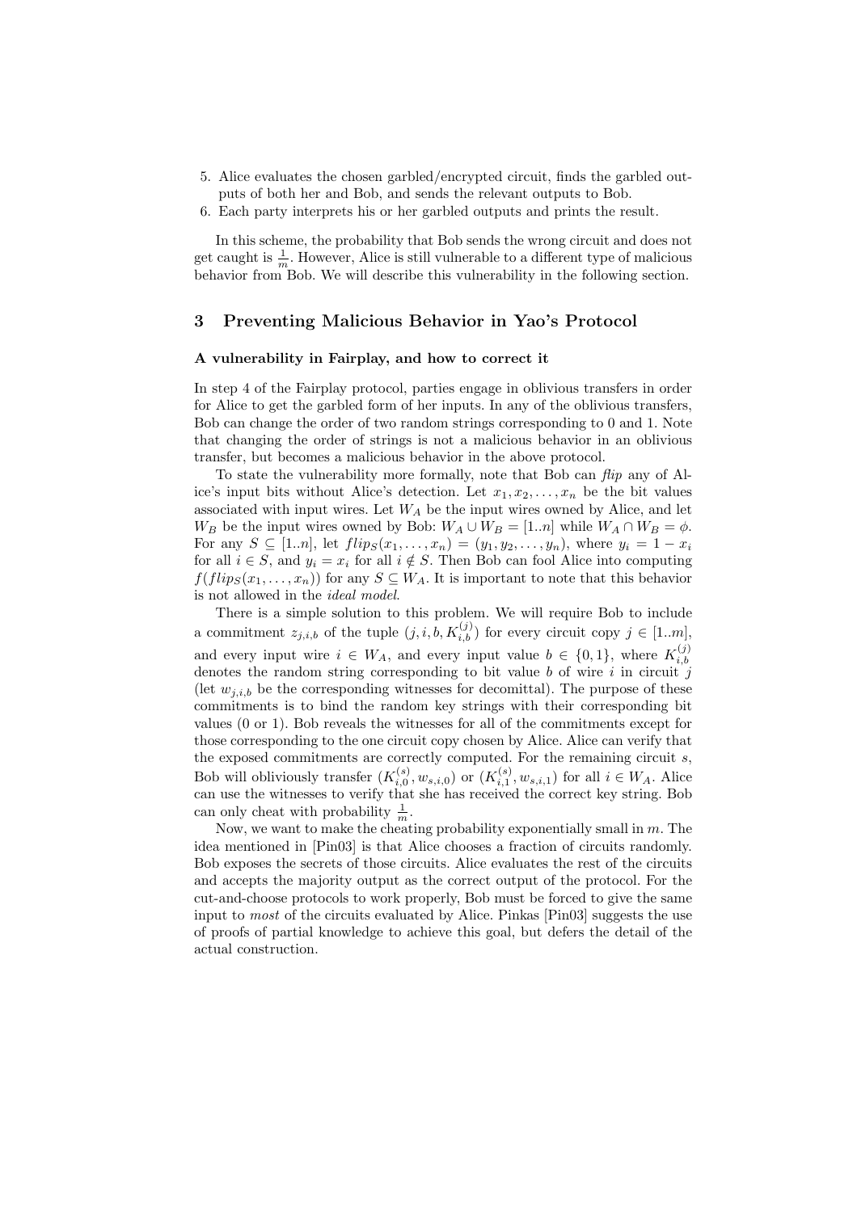5. Alice evaluates the chosen garbled/encrypted circuit, finds the garbled outputs of both her and Bob, and sends the relevant outputs to Bob.
6. Each party interprets his or her garbled outputs and prints the result.

In this scheme, the probability that Bob sends the wrong circuit and does not get caught is $\frac{1}{m}$. However, Alice is still vulnerable to a different type of malicious behavior from Bob. We will describe this vulnerability in the following section.

## 3 Preventing Malicious Behavior in Yao's Protocol

**A vulnerability in Fairplay, and how to correct it**

In step 4 of the Fairplay protocol, parties engage in oblivious transfers in order for Alice to get the garbled form of her inputs. In any of the oblivious transfers, Bob can change the order of two random strings corresponding to 0 and 1. Note that changing the order of strings is not a malicious behavior in an oblivious transfer, but becomes a malicious behavior in the above protocol.

To state the vulnerability more formally, note that Bob can *flip* any of Alice's input bits without Alice's detection. Let $x_1, x_2, \ldots, x_n$ be the bit values associated with input wires. Let $W_A$ be the input wires owned by Alice, and let $W_B$ be the input wires owned by Bob: $W_A \cup W_B = [1..n]$ while $W_A \cap W_B = \phi$. For any $S \subseteq [1..n]$, let $flip_S(x_1, \ldots, x_n) = (y_1, y_2, \ldots, y_n)$, where $y_i = 1 - x_i$ for all $i \in S$, and $y_i = x_i$ for all $i \notin S$. Then Bob can fool Alice into computing $f(flip_S(x_1, \ldots, x_n))$ for any $S \subseteq W_A$. It is important to note that this behavior is not allowed in the *ideal model*.

There is a simple solution to this problem. We will require Bob to include a commitment $z_{j,i,b}$ of the tuple $(j, i, b, K_{i,b}^{(j)})$ for every circuit copy $j \in [1..m]$, and every input wire $i \in W_A$, and every input value $b \in \{0, 1\}$, where $K_{i,b}^{(j)}$ denotes the random string corresponding to bit value $b$ of wire $i$ in circuit $j$ (let $w_{j,i,b}$ be the corresponding witnesses for decommittal). The purpose of these commitments is to bind the random key strings with their corresponding bit values (0 or 1). Bob reveals the witnesses for all of the commitments except for those corresponding to the one circuit copy chosen by Alice. Alice can verify that the exposed commitments are correctly computed. For the remaining circuit $s$, Bob will obliviously transfer $(K_{i,0}^{(s)}, w_{s,i,0})$ or $(K_{i,1}^{(s)}, w_{s,i,1})$ for all $i \in W_A$. Alice can use the witnesses to verify that she has received the correct key string. Bob can only cheat with probability $\frac{1}{m}$.

Now, we want to make the cheating probability exponentially small in $m$. The idea mentioned in [Pin03] is that Alice chooses a fraction of circuits randomly. Bob exposes the secrets of those circuits. Alice evaluates the rest of the circuits and accepts the majority output as the correct output of the protocol. For the cut-and-choose protocols to work properly, Bob must be forced to give the same input to *most* of the circuits evaluated by Alice. Pinkas [Pin03] suggests the use of proofs of partial knowledge to achieve this goal, but defers the detail of the actual construction.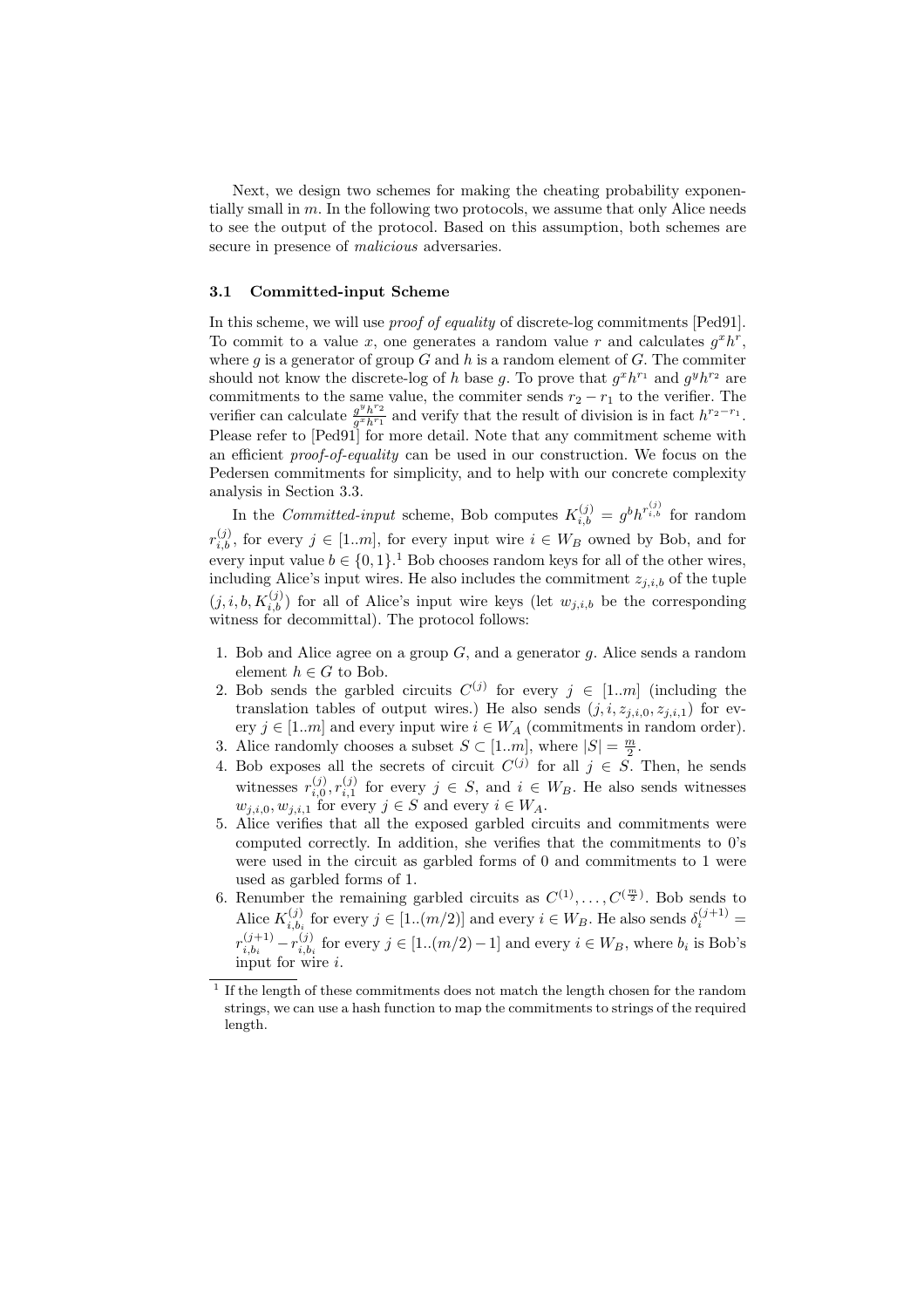Next, we design two schemes for making the cheating probability exponentially small in $m$. In the following two protocols, we assume that only Alice needs to see the output of the protocol. Based on this assumption, both schemes are secure in presence of *malicious* adversaries.

### 3.1 Committed-input Scheme

In this scheme, we will use *proof of equality* of discrete-log commitments [Ped91]. To commit to a value $x$, one generates a random value $r$ and calculates $g^x h^r$, where $g$ is a generator of group $G$ and $h$ is a random element of $G$. The commiter should not know the discrete-log of $h$ base $g$. To prove that $g^x h^{r_1}$ and $g^y h^{r_2}$ are commitments to the same value, the commiter sends $r_2 - r_1$ to the verifier. The verifier can calculate $\frac{g^y h^{r_2}}{g^x h^{r_1}}$ and verify that the result of division is in fact $h^{r_2 - r_1}$. Please refer to [Ped91] for more detail. Note that any commitment scheme with an efficient *proof-of-equality* can be used in our construction. We focus on the Pedersen commitments for simplicity, and to help with our concrete complexity analysis in Section 3.3.

In the *Committed-input* scheme, Bob computes $K_{i,b}^{(j)} = g^b h^{r_{i,b}^{(j)}}$ for random $r_{i,b}^{(j)}$, for every $j \in [1..m]$, for every input wire $i \in W_B$ owned by Bob, and for every input value $b \in \{0, 1\}$.[1] Bob chooses random keys for all of the other wires, including Alice's input wires. He also includes the commitment $z_{j,i,b}$ of the tuple $(j, i, b, K_{i,b}^{(j)})$ for all of Alice's input wire keys (let $w_{j,i,b}$ be the corresponding witness for decommittal). The protocol follows:

1. Bob and Alice agree on a group $G$, and a generator $g$. Alice sends a random element $h \in G$ to Bob.
2. Bob sends the garbled circuits $C^{(j)}$ for every $j \in [1..m]$ (including the translation tables of output wires.) He also sends $(j, i, z_{j,i,0}, z_{j,i,1})$ for every $j \in [1..m]$ and every input wire $i \in W_A$ (commitments in random order).
3. Alice randomly chooses a subset $S \subset [1..m]$, where $|S| = \frac{m}{2}$.
4. Bob exposes all the secrets of circuit $C^{(j)}$ for all $j \in S$. Then, he sends witnesses $r_{i,0}^{(j)}, r_{i,1}^{(j)}$ for every $j \in S$, and $i \in W_B$. He also sends witnesses $w_{j,i,0}, w_{j,i,1}$ for every $j \in S$ and every $i \in W_A$.
5. Alice verifies that all the exposed garbled circuits and commitments were computed correctly. In addition, she verifies that the commitments to 0's were used in the circuit as garbled forms of 0 and commitments to 1 were used as garbled forms of 1.
6. Renumber the remaining garbled circuits as $C^{(1)}, \ldots, C^{(\frac{m}{2})}$. Bob sends to Alice $K_{i,b_i}^{(j)}$ for every $j \in [1..(m/2)]$ and every $i \in W_B$. He also sends $\delta_i^{(j+1)} = r_{i,b_i}^{(j+1)} - r_{i,b_i}^{(j)}$ for every $j \in [1..(m/2) - 1]$ and every $i \in W_B$, where $b_i$ is Bob's input for wire $i$.

[1] If the length of these commitments does not match the length chosen for the random strings, we can use a hash function to map the commitments to strings of the required length.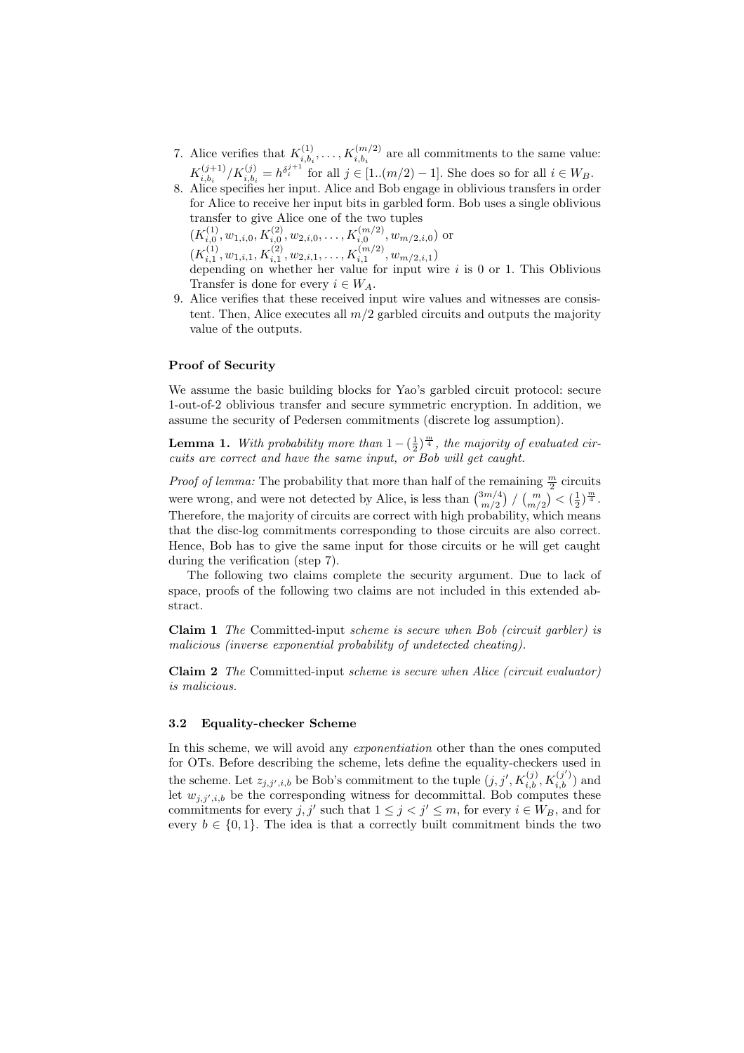7. Alice verifies that $K_{i,b_i}^{(1)}, \ldots, K_{i,b_i}^{(m/2)}$ are all commitments to the same value: $K_{i,b_i}^{(j+1)} / K_{i,b_i}^{(j)} = h^{\delta_i^{j+1}}$ for all $j \in [1..(m/2)-1]$. She does so for all $i \in W_B$.
8. Alice specifies her input. Alice and Bob engage in oblivious transfers in order for Alice to receive her input bits in garbled form. Bob uses a single oblivious transfer to give Alice one of the two tuples
   $(K_{i,0}^{(1)}, w_{1,i,0}, K_{i,0}^{(2)}, w_{2,i,0}, \ldots, K_{i,0}^{(m/2)}, w_{m/2,i,0})$ or
   $(K_{i,1}^{(1)}, w_{1,i,1}, K_{i,1}^{(2)}, w_{2,i,1}, \ldots, K_{i,1}^{(m/2)}, w_{m/2,i,1})$
   depending on whether her value for input wire $i$ is 0 or 1. This Oblivious Transfer is done for every $i \in W_A$.
9. Alice verifies that these received input wire values and witnesses are consistent. Then, Alice executes all $m/2$ garbled circuits and outputs the majority value of the outputs.

**Proof of Security**

We assume the basic building blocks for Yao's garbled circuit protocol: secure 1-out-of-2 oblivious transfer and secure symmetric encryption. In addition, we assume the security of Pedersen commitments (discrete log assumption).

**Lemma 1.** *With probability more than $1 - (\frac{1}{2})^{\frac{m}{4}}$, the majority of evaluated circuits are correct and have the same input, or Bob will get caught.*

*Proof of lemma:* The probability that more than half of the remaining $\frac{m}{2}$ circuits were wrong, and were not detected by Alice, is less than $\binom{3m/4}{m/2} / \binom{m}{m/2} < (\frac{1}{2})^{\frac{m}{4}}$. Therefore, the majority of circuits are correct with high probability, which means that the disc-log commitments corresponding to those circuits are also correct. Hence, Bob has to give the same input for those circuits or he will get caught during the verification (step 7).

The following two claims complete the security argument. Due to lack of space, proofs of the following two claims are not included in this extended abstract.

**Claim 1** *The* Committed-input *scheme is secure when Bob (circuit garbler) is malicious (inverse exponential probability of undetected cheating).*

**Claim 2** *The* Committed-input *scheme is secure when Alice (circuit evaluator) is malicious.*

### 3.2 Equality-checker Scheme

In this scheme, we will avoid any *exponentiation* other than the ones computed for OTs. Before describing the scheme, lets define the equality-checkers used in the scheme. Let $z_{j,j',i,b}$ be Bob's commitment to the tuple $(j, j', K_{i,b}^{(j)}, K_{i,b}^{(j')})$ and let $w_{j,j',i,b}$ be the corresponding witness for decommittal. Bob computes these commitments for every $j, j'$ such that $1 \leq j < j' \leq m$, for every $i \in W_B$, and for every $b \in \{0, 1\}$. The idea is that a correctly built commitment binds the two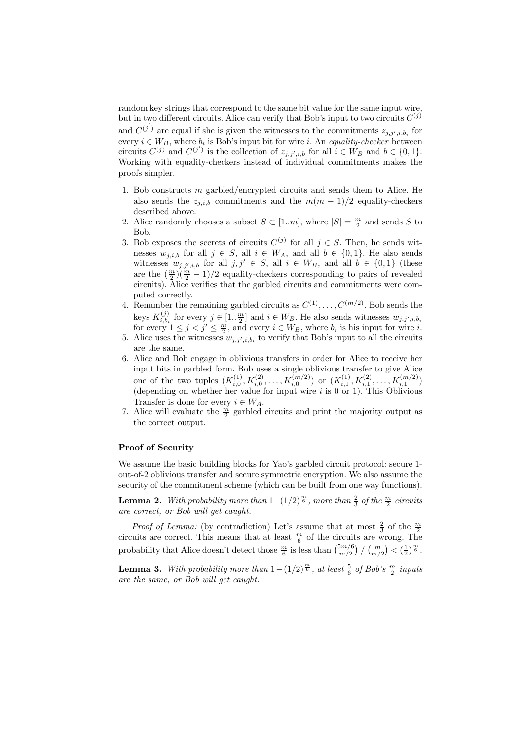random key strings that correspond to the same bit value for the same input wire, but in two different circuits. Alice can verify that Bob's input to two circuits $C^{(j)}$ and $C^{(j')}$ are equal if she is given the witnesses to the commitments $z_{j,j',i,b_i}$ for every $i \in W_B$, where $b_i$ is Bob's input bit for wire $i$. An *equality-checker* between circuits $C^{(j)}$ and $C^{(j')}$ is the collection of $z_{j,j',i,b}$ for all $i \in W_B$ and $b \in \{0,1\}$. Working with equality-checkers instead of individual commitments makes the proofs simpler.

1. Bob constructs $m$ garbled/encrypted circuits and sends them to Alice. He also sends the $z_{j,i,b}$ commitments and the $m(m-1)/2$ equality-checkers described above.
2. Alice randomly chooses a subset $S \subset [1..m]$, where $|S| = \frac{m}{2}$ and sends $S$ to Bob.
3. Bob exposes the secrets of circuits $C^{(j)}$ for all $j \in S$. Then, he sends witnesses $w_{j,i,b}$ for all $j \in S$, all $i \in W_A$, and all $b \in \{0,1\}$. He also sends witnesses $w_{j,j',i,b}$ for all $j, j' \in S$, all $i \in W_B$, and all $b \in \{0,1\}$ (these are the $(\frac{m}{2})(\frac{m}{2}-1)/2$ equality-checkers corresponding to pairs of revealed circuits). Alice verifies that the garbled circuits and commitments were computed correctly.
4. Renumber the remaining garbled circuits as $C^{(1)}, \ldots, C^{(m/2)}$. Bob sends the keys $K^{(j)}_{i,b_i}$ for every $j \in [1..\frac{m}{2}]$ and $i \in W_B$. He also sends witnesses $w_{j,j',i,b_i}$ for every $1 \leq j < j' \leq \frac{m}{2}$, and every $i \in W_B$, where $b_i$ is his input for wire $i$.
5. Alice uses the witnesses $w_{j,j',i,b_i}$ to verify that Bob's input to all the circuits are the same.
6. Alice and Bob engage in oblivious transfers in order for Alice to receive her input bits in garbled form. Bob uses a single oblivious transfer to give Alice one of the two tuples $(K^{(1)}_{i,0}, K^{(2)}_{i,0}, \ldots, K^{(m/2)}_{i,0})$ or $(K^{(1)}_{i,1}, K^{(2)}_{i,1}, \ldots, K^{(m/2)}_{i,1})$ (depending on whether her value for input wire $i$ is 0 or 1). This Oblivious Transfer is done for every $i \in W_A$.
7. Alice will evaluate the $\frac{m}{2}$ garbled circuits and print the majority output as the correct output.

### Proof of Security

We assume the basic building blocks for Yao's garbled circuit protocol: secure 1-out-of-2 oblivious transfer and secure symmetric encryption. We also assume the security of the commitment scheme (which can be built from one way functions).

**Lemma 2.** *With probability more than $1-(1/2)^{\frac{m}{6}}$, more than $\frac{2}{3}$ of the $\frac{m}{2}$ circuits are correct, or Bob will get caught.*

*Proof of Lemma:* (by contradiction) Let's assume that at most $\frac{2}{3}$ of the $\frac{m}{2}$ circuits are correct. This means that at least $\frac{m}{6}$ of the circuits are wrong. The probability that Alice doesn't detect those $\frac{m}{6}$ is less than $\binom{5m/6}{m/2} / \binom{m}{m/2} < (\frac{1}{2})^{\frac{m}{6}}$.

**Lemma 3.** *With probability more than $1-(1/2)^{\frac{m}{6}}$, at least $\frac{5}{6}$ of Bob's $\frac{m}{2}$ inputs are the same, or Bob will get caught.*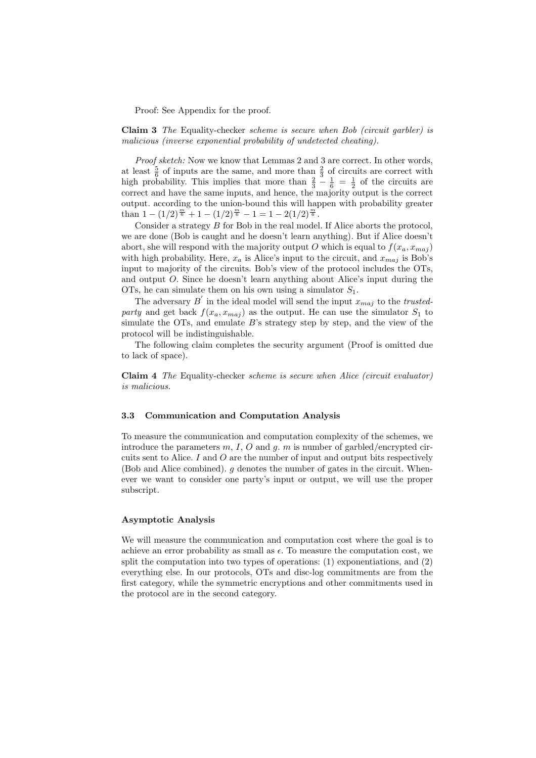Proof: See Appendix for the proof.

**Claim 3** *The* Equality-checker *scheme is secure when Bob (circuit garbler) is malicious (inverse exponential probability of undetected cheating).*

*Proof sketch:* Now we know that Lemmas 2 and 3 are correct. In other words, at least $\frac{5}{6}$ of inputs are the same, and more than $\frac{2}{3}$ of circuits are correct with high probability. This implies that more than $\frac{2}{3} - \frac{1}{6} = \frac{1}{2}$ of the circuits are correct and have the same inputs, and hence, the majority output is the correct output. according to the union-bound this will happen with probability greater than $1 - (1/2)^{\frac{m}{6}} + 1 - (1/2)^{\frac{m}{6}} - 1 = 1 - 2(1/2)^{\frac{m}{6}}$.

Consider a strategy $B$ for Bob in the real model. If Alice aborts the protocol, we are done (Bob is caught and he doesn't learn anything). But if Alice doesn't abort, she will respond with the majority output $O$ which is equal to $f(x_a, x_{maj})$ with high probability. Here, $x_a$ is Alice's input to the circuit, and $x_{maj}$ is Bob's input to majority of the circuits. Bob's view of the protocol includes the OTs, and output $O$. Since he doesn't learn anything about Alice's input during the OTs, he can simulate them on his own using a simulator $S_1$.

The adversary $B^{'}$ in the ideal model will send the input $x_{maj}$ to the *trusted-party* and get back $f(x_a, x_{maj})$ as the output. He can use the simulator $S_1$ to simulate the OTs, and emulate $B$'s strategy step by step, and the view of the protocol will be indistinguishable.

The following claim completes the security argument (Proof is omitted due to lack of space).

**Claim 4** *The* Equality-checker *scheme is secure when Alice (circuit evaluator) is malicious.*

### 3.3 Communication and Computation Analysis

To measure the communication and computation complexity of the schemes, we introduce the parameters $m$, $I$, $O$ and $g$. $m$ is number of garbled/encrypted circuits sent to Alice. $I$ and $O$ are the number of input and output bits respectively (Bob and Alice combined). $g$ denotes the number of gates in the circuit. Whenever we want to consider one party's input or output, we will use the proper subscript.

#### Asymptotic Analysis

We will measure the communication and computation cost where the goal is to achieve an error probability as small as $\epsilon$. To measure the computation cost, we split the computation into two types of operations: (1) exponentiations, and (2) everything else. In our protocols, OTs and disc-log commitments are from the first category, while the symmetric encryptions and other commitments used in the protocol are in the second category.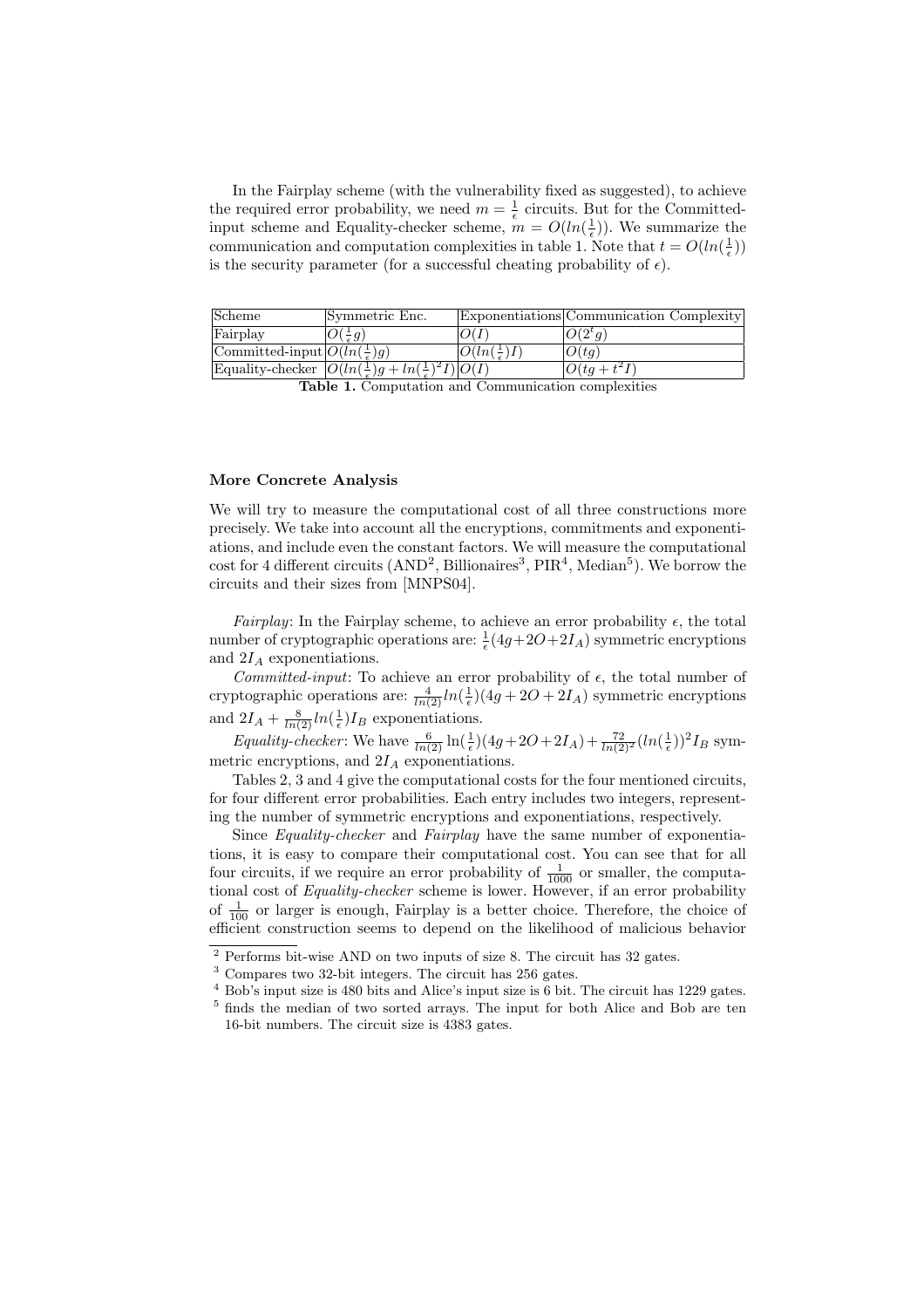In the Fairplay scheme (with the vulnerability fixed as suggested), to achieve the required error probability, we need $m = \frac{1}{\epsilon}$ circuits. But for the Committed-input scheme and Equality-checker scheme, $m = O(ln(\frac{1}{\epsilon}))$. We summarize the communication and computation complexities in table 1. Note that $t = O(ln(\frac{1}{\epsilon}))$ is the security parameter (for a successful cheating probability of $\epsilon$).

| Scheme | Symmetric Enc. | Exponentiations | Communication Complexity |
|---|---|---|---|
| Fairplay | $O(\frac{1}{\epsilon}g)$ | $O(I)$ | $O(2^t g)$ |
| Committed-input | $O(ln(\frac{1}{\epsilon})g)$ | $O(ln(\frac{1}{\epsilon})I)$ | $O(tg)$ |
| Equality-checker | $O(ln(\frac{1}{\epsilon})g + ln(\frac{1}{\epsilon})^2 I)$ | $O(I)$ | $O(tg + t^2 I)$ |

**Table 1.** Computation and Communication complexities

**More Concrete Analysis**

We will try to measure the computational cost of all three constructions more precisely. We take into account all the encryptions, commitments and exponentiations, and include even the constant factors. We will measure the computational cost for 4 different circuits (AND[2], Billionaires[3], PIR[4], Median[5]). We borrow the circuits and their sizes from [MNPS04].

*Fairplay*: In the Fairplay scheme, to achieve an error probability $\epsilon$, the total number of cryptographic operations are: $\frac{1}{\epsilon}(4g+2O+2I_A)$ symmetric encryptions and $2I_A$ exponentiations.

*Committed-input*: To achieve an error probability of $\epsilon$, the total number of cryptographic operations are: $\frac{4}{ln(2)}ln(\frac{1}{\epsilon})(4g+2O+2I_A)$ symmetric encryptions and $2I_A + \frac{8}{ln(2)}ln(\frac{1}{\epsilon})I_B$ exponentiations.

*Equality-checker*: We have $\frac{6}{ln(2)}\ln(\frac{1}{\epsilon})(4g+2O+2I_A) + \frac{72}{ln(2)^2}(ln(\frac{1}{\epsilon}))^2 I_B$ symmetric encryptions, and $2I_A$ exponentiations.

Tables 2, 3 and 4 give the computational costs for the four mentioned circuits, for four different error probabilities. Each entry includes two integers, representing the number of symmetric encryptions and exponentiations, respectively.

Since *Equality-checker* and *Fairplay* have the same number of exponentiations, it is easy to compare their computational cost. You can see that for all four circuits, if we require an error probability of $\frac{1}{1000}$ or smaller, the computational cost of *Equality-checker* scheme is lower. However, if an error probability of $\frac{1}{100}$ or larger is enough, Fairplay is a better choice. Therefore, the choice of efficient construction seems to depend on the likelihood of malicious behavior

[2] Performs bit-wise AND on two inputs of size 8. The circuit has 32 gates.

[3] Compares two 32-bit integers. The circuit has 256 gates.

[4] Bob's input size is 480 bits and Alice's input size is 6 bit. The circuit has 1229 gates.

[5] finds the median of two sorted arrays. The input for both Alice and Bob are ten 16-bit numbers. The circuit size is 4383 gates.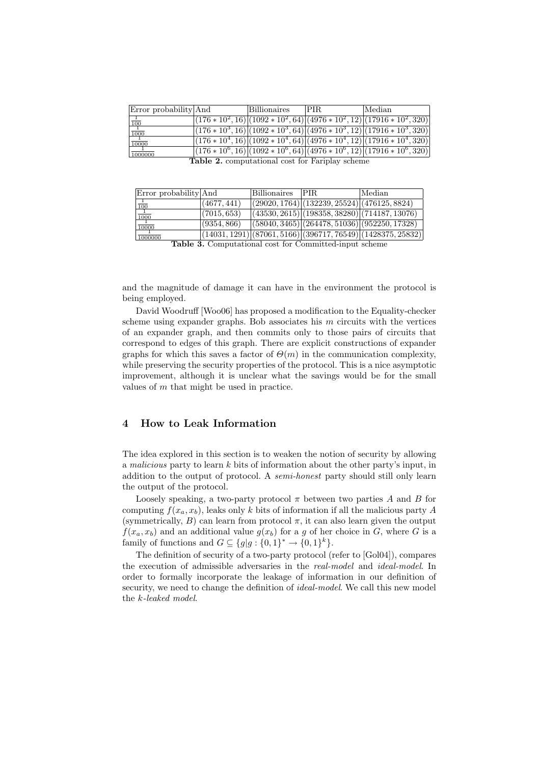| Error probability | And | Billionaires | PIR | Median |
|---|---|---|---|---|
| $\frac{1}{100}$ | $(176 * 10^2, 16)$ | $(1092 * 10^2, 64)$ | $(4976 * 10^2, 12)$ | $(17916 * 10^2, 320)$ |
| $\frac{1}{1000}$ | $(176 * 10^3, 16)$ | $(1092 * 10^3, 64)$ | $(4976 * 10^3, 12)$ | $(17916 * 10^3, 320)$ |
| $\frac{1}{10000}$ | $(176 * 10^4, 16)$ | $(1092 * 10^4, 64)$ | $(4976 * 10^4, 12)$ | $(17916 * 10^4, 320)$ |
| $\frac{1}{1000000}$ | $(176 * 10^6, 16)$ | $(1092 * 10^6, 64)$ | $(4976 * 10^6, 12)$ | $(17916 * 10^6, 320)$ |

**Table 2.** computational cost for Fariplay scheme

| Error probability | And | Billionaires | PIR | Median |
|---|---|---|---|---|
| $\frac{1}{100}$ | $(4677, 441)$ | $(29020, 1764)$ | $(132239, 25524)$ | $(476125, 8824)$ |
| $\frac{1}{1000}$ | $(7015, 653)$ | $(43530, 2615)$ | $(198358, 38280)$ | $(714187, 13076)$ |
| $\frac{1}{10000}$ | $(9354, 866)$ | $(58040, 3465)$ | $(264478, 51036)$ | $(952250, 17328)$ |
| $\frac{1}{1000000}$ | $(14031, 1291)$ | $(87061, 5166)$ | $(396717, 76549)$ | $(1428375, 25832)$ |

**Table 3.** Computational cost for Committed-input scheme

and the magnitude of damage it can have in the environment the protocol is being employed.

David Woodruff [Woo06] has proposed a modification to the Equality-checker scheme using expander graphs. Bob associates his $m$ circuits with the vertices of an expander graph, and then commits only to those pairs of circuits that correspond to edges of this graph. There are explicit constructions of expander graphs for which this saves a factor of $\Theta(m)$ in the communication complexity, while preserving the security properties of the protocol. This is a nice asymptotic improvement, although it is unclear what the savings would be for the small values of $m$ that might be used in practice.

## 4 How to Leak Information

The idea explored in this section is to weaken the notion of security by allowing a *malicious* party to learn $k$ bits of information about the other party's input, in addition to the output of protocol. A *semi-honest* party should still only learn the output of the protocol.

Loosely speaking, a two-party protocol $\pi$ between two parties $A$ and $B$ for computing $f(x_a, x_b)$, leaks only $k$ bits of information if all the malicious party $A$ (symmetrically, $B$) can learn from protocol $\pi$, it can also learn given the output $f(x_a, x_b)$ and an additional value $g(x_b)$ for a $g$ of her choice in $G$, where $G$ is a family of functions and $G \subseteq \{g | g : \{0,1\}^* \rightarrow \{0,1\}^k\}$.

The definition of security of a two-party protocol (refer to [Gol04]), compares the execution of admissible adversaries in the *real-model* and *ideal-model*. In order to formally incorporate the leakage of information in our definition of security, we need to change the definition of *ideal-model*. We call this new model the *k-leaked model*.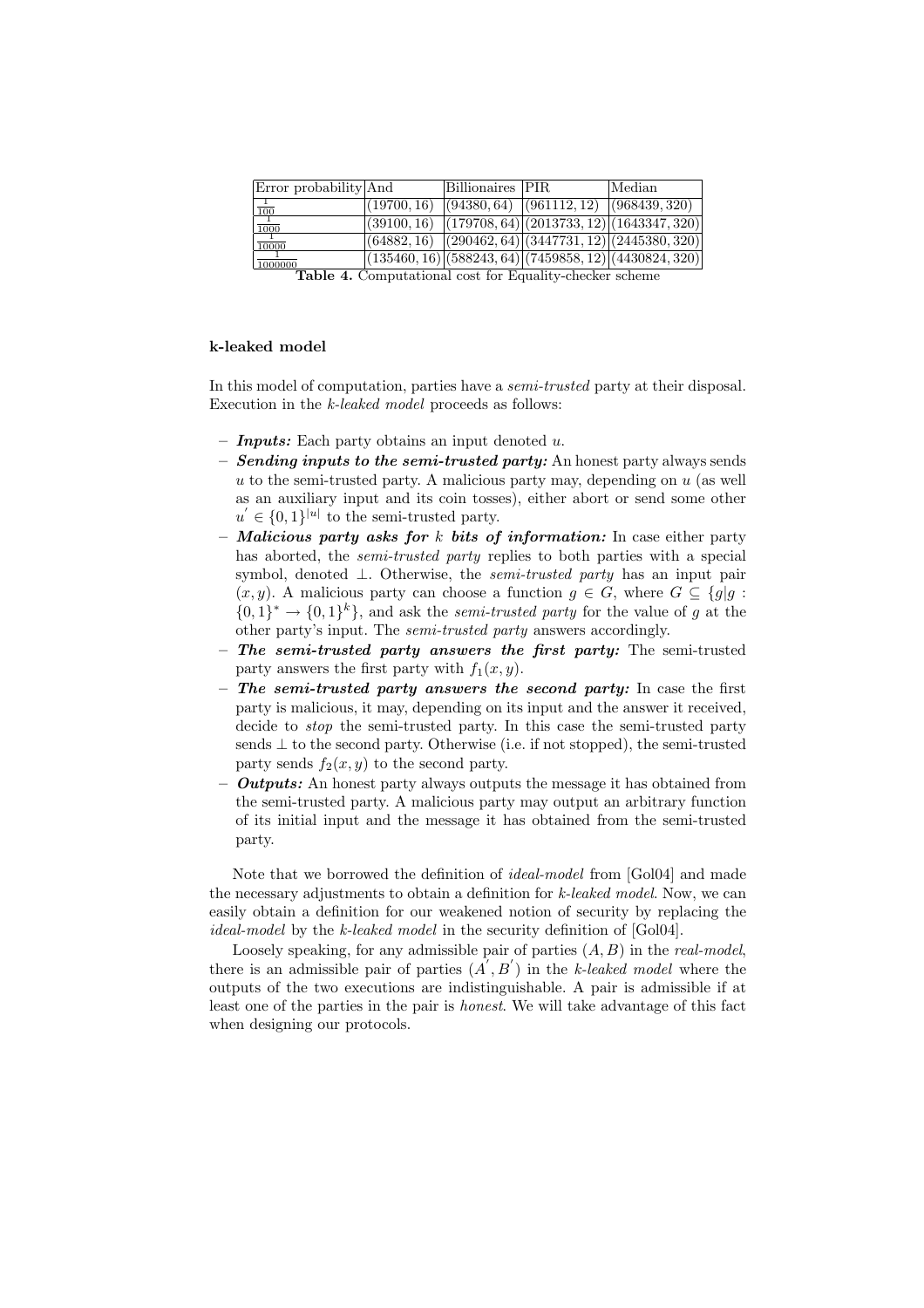| Error probability | And | Billionaires | PIR | Median |
|---|---|---|---|---|
| $\frac{1}{100}$ | $(19700, 16)$ | $(94380, 64)$ | $(961112, 12)$ | $(968439, 320)$ |
| $\frac{1}{1000}$ | $(39100, 16)$ | $(179708, 64)$ | $(2013733, 12)$ | $(1643347, 320)$ |
| $\frac{1}{10000}$ | $(64882, 16)$ | $(290462, 64)$ | $(3447731, 12)$ | $(2445380, 320)$ |
| $\frac{1}{1000000}$ | $(135460, 16)$ | $(588243, 64)$ | $(7459858, 12)$ | $(4430824, 320)$ |

**Table 4.** Computational cost for Equality-checker scheme

**k-leaked model**

In this model of computation, parties have a *semi-trusted* party at their disposal. Execution in the *k-leaked model* proceeds as follows:

- ***Inputs:*** Each party obtains an input denoted $u$.
- ***Sending inputs to the semi-trusted party:*** An honest party always sends $u$ to the semi-trusted party. A malicious party may, depending on $u$ (as well as an auxiliary input and its coin tosses), either abort or send some other $u^{'} \in \{0,1\}^{|u|}$ to the semi-trusted party.
- ***Malicious party asks for $k$ bits of information:*** In case either party has aborted, the *semi-trusted party* replies to both parties with a special symbol, denoted $\perp$. Otherwise, the *semi-trusted party* has an input pair $(x, y)$. A malicious party can choose a function $g \in G$, where $G \subseteq \{g|g : \{0,1\}^* \rightarrow \{0,1\}^k\}$, and ask the *semi-trusted party* for the value of $g$ at the other party's input. The *semi-trusted party* answers accordingly.
- ***The semi-trusted party answers the first party:*** The semi-trusted party answers the first party with $f_1(x, y)$.
- ***The semi-trusted party answers the second party:*** In case the first party is malicious, it may, depending on its input and the answer it received, decide to *stop* the semi-trusted party. In this case the semi-trusted party sends $\perp$ to the second party. Otherwise (i.e. if not stopped), the semi-trusted party sends $f_2(x, y)$ to the second party.
- ***Outputs:*** An honest party always outputs the message it has obtained from the semi-trusted party. A malicious party may output an arbitrary function of its initial input and the message it has obtained from the semi-trusted party.

Note that we borrowed the definition of *ideal-model* from [Gol04] and made the necessary adjustments to obtain a definition for *k-leaked model*. Now, we can easily obtain a definition for our weakened notion of security by replacing the *ideal-model* by the *k-leaked model* in the security definition of [Gol04].

Loosely speaking, for any admissible pair of parties $(A, B)$ in the *real-model*, there is an admissible pair of parties $(A^{'}, B^{'})$ in the *k-leaked model* where the outputs of the two executions are indistinguishable. A pair is admissible if at least one of the parties in the pair is *honest*. We will take advantage of this fact when designing our protocols.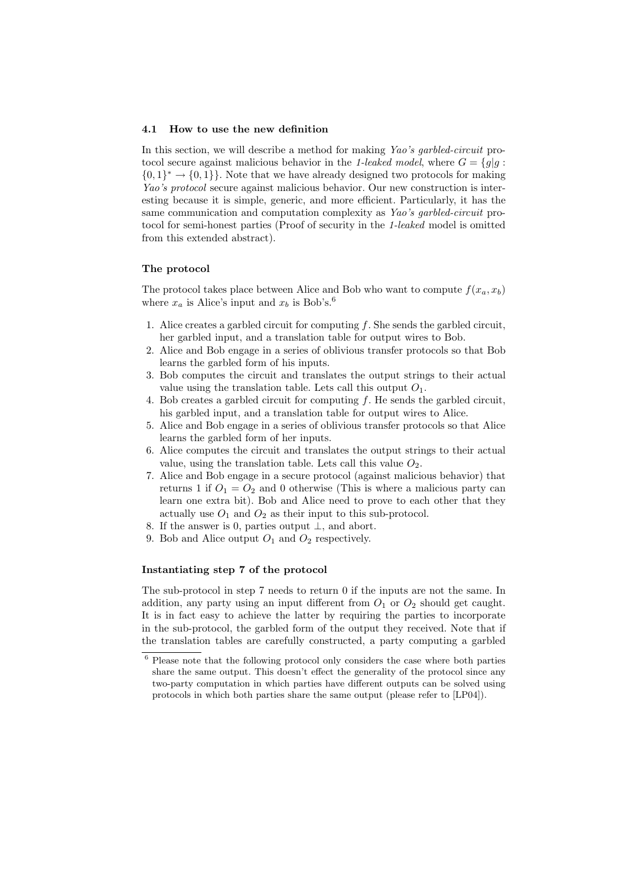### 4.1 How to use the new definition

In this section, we will describe a method for making *Yao's garbled-circuit* protocol secure against malicious behavior in the *1-leaked model*, where $G = \{g | g : \{0,1\}^* \rightarrow \{0,1\}\}$. Note that we have already designed two protocols for making *Yao's protocol* secure against malicious behavior. Our new construction is interesting because it is simple, generic, and more efficient. Particularly, it has the same communication and computation complexity as *Yao's garbled-circuit* protocol for semi-honest parties (Proof of security in the *1-leaked* model is omitted from this extended abstract).

#### The protocol

The protocol takes place between Alice and Bob who want to compute $f(x_a, x_b)$ where $x_a$ is Alice's input and $x_b$ is Bob's.[6]

1. Alice creates a garbled circuit for computing $f$. She sends the garbled circuit, her garbled input, and a translation table for output wires to Bob.
2. Alice and Bob engage in a series of oblivious transfer protocols so that Bob learns the garbled form of his inputs.
3. Bob computes the circuit and translates the output strings to their actual value using the translation table. Lets call this output $O_1$.
4. Bob creates a garbled circuit for computing $f$. He sends the garbled circuit, his garbled input, and a translation table for output wires to Alice.
5. Alice and Bob engage in a series of oblivious transfer protocols so that Alice learns the garbled form of her inputs.
6. Alice computes the circuit and translates the output strings to their actual value, using the translation table. Lets call this value $O_2$.
7. Alice and Bob engage in a secure protocol (against malicious behavior) that returns 1 if $O_1 = O_2$ and 0 otherwise (This is where a malicious party can learn one extra bit). Bob and Alice need to prove to each other that they actually use $O_1$ and $O_2$ as their input to this sub-protocol.
8. If the answer is 0, parties output $\perp$, and abort.
9. Bob and Alice output $O_1$ and $O_2$ respectively.

#### Instantiating step 7 of the protocol

The sub-protocol in step 7 needs to return 0 if the inputs are not the same. In addition, any party using an input different from $O_1$ or $O_2$ should get caught. It is in fact easy to achieve the latter by requiring the parties to incorporate in the sub-protocol, the garbled form of the output they received. Note that if the translation tables are carefully constructed, a party computing a garbled

[6] Please note that the following protocol only considers the case where both parties share the same output. This doesn't effect the generality of the protocol since any two-party computation in which parties have different outputs can be solved using protocols in which both parties share the same output (please refer to [LP04]).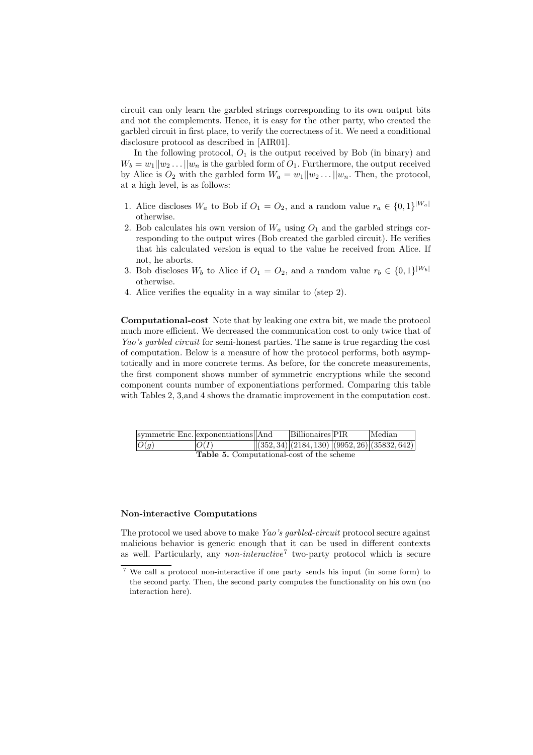circuit can only learn the garbled strings corresponding to its own output bits and not the complements. Hence, it is easy for the other party, who created the garbled circuit in first place, to verify the correctness of it. We need a conditional disclosure protocol as described in [AIR01].

In the following protocol, $O_1$ is the output received by Bob (in binary) and $W_b = w_1||w_2 \ldots ||w_n$ is the garbled form of $O_1$. Furthermore, the output received by Alice is $O_2$ with the garbled form $W_a = w_1||w_2 \ldots ||w_n$. Then, the protocol, at a high level, is as follows:

1. Alice discloses $W_a$ to Bob if $O_1 = O_2$, and a random value $r_a \in \{0,1\}^{|W_a|}$ otherwise.
2. Bob calculates his own version of $W_a$ using $O_1$ and the garbled strings corresponding to the output wires (Bob created the garbled circuit). He verifies that his calculated version is equal to the value he received from Alice. If not, he aborts.
3. Bob discloses $W_b$ to Alice if $O_1 = O_2$, and a random value $r_b \in \{0,1\}^{|W_b|}$ otherwise.
4. Alice verifies the equality in a way similar to (step 2).

**Computational-cost** Note that by leaking one extra bit, we made the protocol much more efficient. We decreased the communication cost to only twice that of *Yao's garbled circuit* for semi-honest parties. The same is true regarding the cost of computation. Below is a measure of how the protocol performs, both asymptotically and in more concrete terms. As before, for the concrete measurements, the first component shows number of symmetric encryptions while the second component counts number of exponentiations performed. Comparing this table with Tables 2, 3,and 4 shows the dramatic improvement in the computation cost.

| symmetric Enc. | exponentiations | And | Billionaires | PIR | Median |
|---|---|---|---|---|---|
| $O(g)$ | $O(I)$ | $(352, 34)$ | $(2184, 130)$ | $(9952, 26)$ | $(35832, 642)$ |

**Table 5.** Computational-cost of the scheme

**Non-interactive Computations**

The protocol we used above to make *Yao's garbled-circuit* protocol secure against malicious behavior is generic enough that it can be used in different contexts as well. Particularly, any *non-interactive*[7] two-party protocol which is secure

[7] We call a protocol non-interactive if one party sends his input (in some form) to the second party. Then, the second party computes the functionality on his own (no interaction here).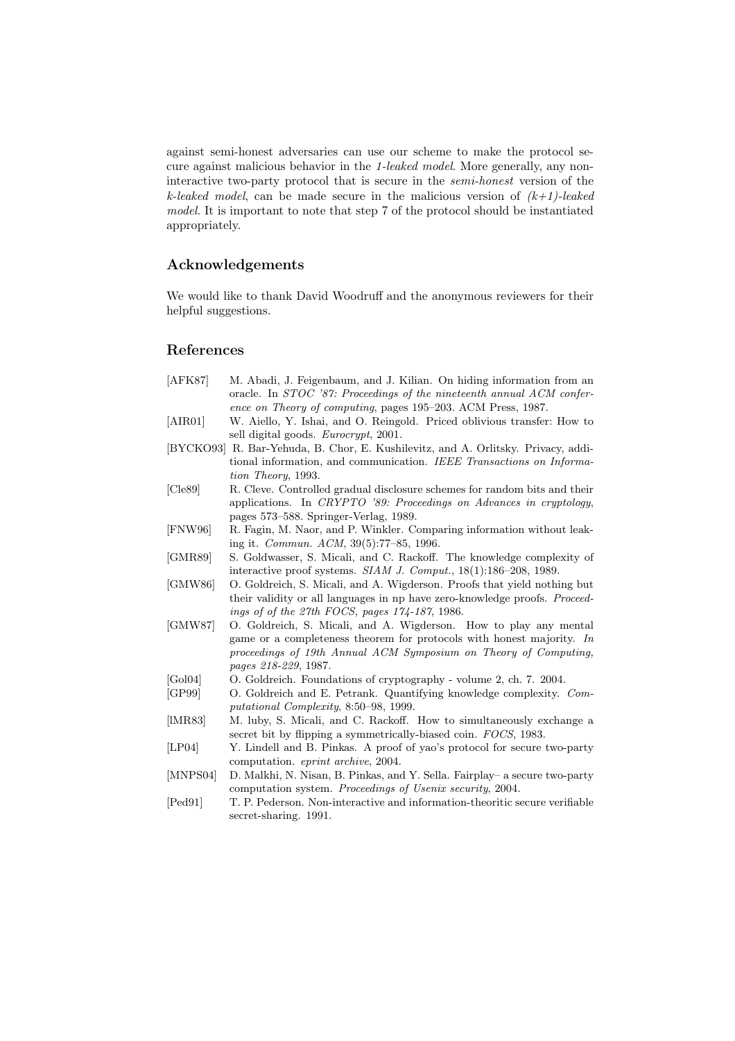against semi-honest adversaries can use our scheme to make the protocol secure against malicious behavior in the *1-leaked model*. More generally, any non-interactive two-party protocol that is secure in the *semi-honest* version of the *k-leaked model*, can be made secure in the malicious version of *(k+1)-leaked model*. It is important to note that step 7 of the protocol should be instantiated appropriately.

## Acknowledgements

We would like to thank David Woodruff and the anonymous reviewers for their helpful suggestions.

## References

- [AFK87] M. Abadi, J. Feigenbaum, and J. Kilian. On hiding information from an oracle. In *STOC '87: Proceedings of the nineteenth annual ACM conference on Theory of computing*, pages 195–203. ACM Press, 1987.
- [AIR01] W. Aiello, Y. Ishai, and O. Reingold. Priced oblivious transfer: How to sell digital goods. *Eurocrypt*, 2001.
- [BYCKO93] R. Bar-Yehuda, B. Chor, E. Kushilevitz, and A. Orlitsky. Privacy, additional information, and communication. *IEEE Transactions on Information Theory*, 1993.
- [Cle89] R. Cleve. Controlled gradual disclosure schemes for random bits and their applications. In *CRYPTO '89: Proceedings on Advances in cryptology*, pages 573–588. Springer-Verlag, 1989.
- [FNW96] R. Fagin, M. Naor, and P. Winkler. Comparing information without leaking it. *Commun. ACM*, 39(5):77–85, 1996.
- [GMR89] S. Goldwasser, S. Micali, and C. Rackoff. The knowledge complexity of interactive proof systems. *SIAM J. Comput.*, 18(1):186–208, 1989.
- [GMW86] O. Goldreich, S. Micali, and A. Wigderson. Proofs that yield nothing but their validity or all languages in np have zero-knowledge proofs. *Proceedings of of the 27th FOCS, pages 174-187*, 1986.
- [GMW87] O. Goldreich, S. Micali, and A. Wigderson. How to play any mental game or a completeness theorem for protocols with honest majority. *In proceedings of 19th Annual ACM Symposium on Theory of Computing, pages 218-229*, 1987.
- [Gol04] O. Goldreich. Foundations of cryptography - volume 2, ch. 7. 2004.
- [GP99] O. Goldreich and E. Petrank. Quantifying knowledge complexity. *Computational Complexity*, 8:50–98, 1999.
- [lMR83] M. luby, S. Micali, and C. Rackoff. How to simultaneously exchange a secret bit by flipping a symmetrically-biased coin. *FOCS*, 1983.
- [LP04] Y. Lindell and B. Pinkas. A proof of yao's protocol for secure two-party computation. *eprint archive*, 2004.
- [MNPS04] D. Malkhi, N. Nisan, B. Pinkas, and Y. Sella. Fairplay– a secure two-party computation system. *Proceedings of Usenix security*, 2004.
- [Ped91] T. P. Pederson. Non-interactive and information-theoritic secure verifiable secret-sharing. 1991.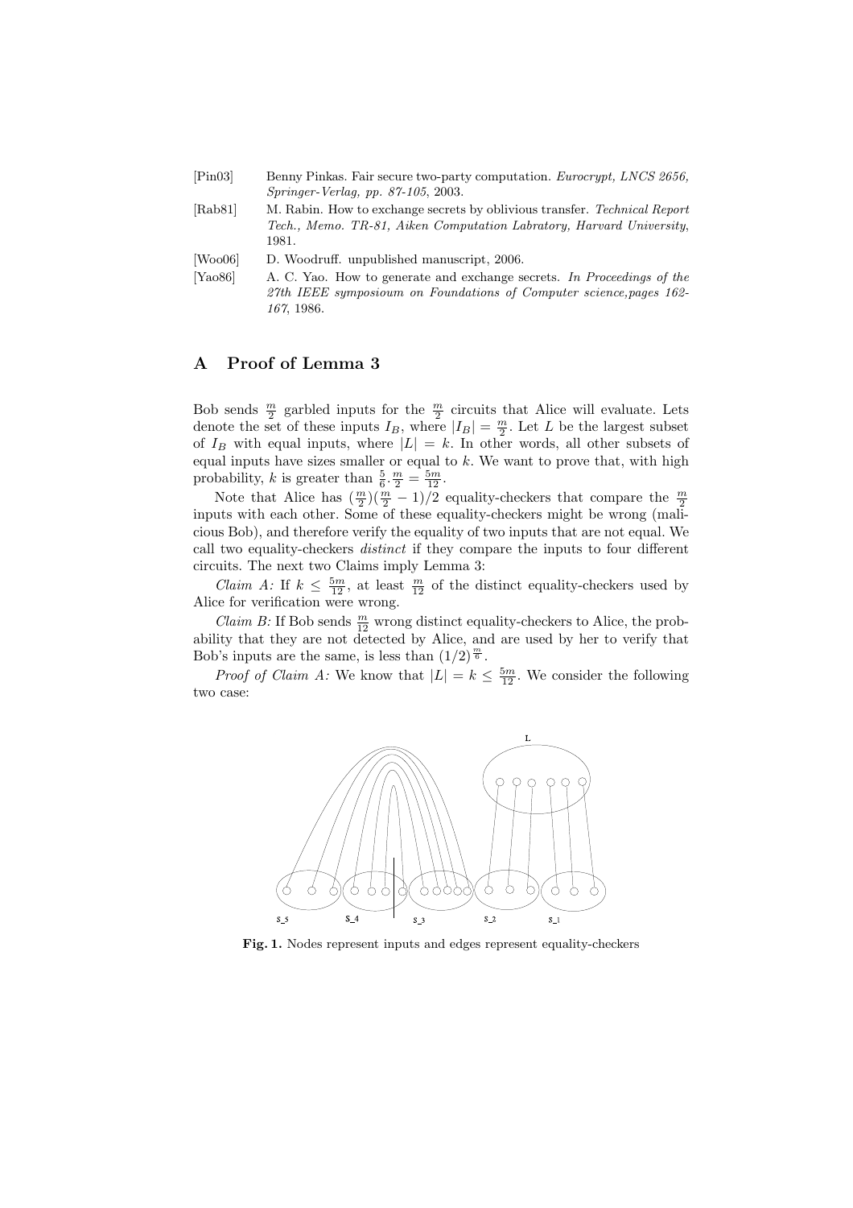[Pin03] Benny Pinkas. Fair secure two-party computation. *Eurocrypt, LNCS 2656, Springer-Verlag, pp. 87-105*, 2003.

[Rab81] M. Rabin. How to exchange secrets by oblivious transfer. *Technical Report Tech., Memo. TR-81, Aiken Computation Labratory, Harvard University*, 1981.

[Woo06] D. Woodruff. unpublished manuscript, 2006.

[Yao86] A. C. Yao. How to generate and exchange secrets. *In Proceedings of the 27th IEEE symposioum on Foundations of Computer science,pages 162-167*, 1986.

# A Proof of Lemma 3

Bob sends $\frac{m}{2}$ garbled inputs for the $\frac{m}{2}$ circuits that Alice will evaluate. Lets denote the set of these inputs $I_B$, where $|I_B| = \frac{m}{2}$. Let $L$ be the largest subset of $I_B$ with equal inputs, where $|L| = k$. In other words, all other subsets of equal inputs have sizes smaller or equal to $k$. We want to prove that, with high probability, $k$ is greater than $\frac{5}{6}.\frac{m}{2} = \frac{5m}{12}$.

Note that Alice has $(\frac{m}{2})(\frac{m}{2} - 1)/2$ equality-checkers that compare the $\frac{m}{2}$ inputs with each other. Some of these equality-checkers might be wrong (malicious Bob), and therefore verify the equality of two inputs that are not equal. We call two equality-checkers *distinct* if they compare the inputs to four different circuits. The next two Claims imply Lemma 3:

*Claim A:* If $k \leq \frac{5m}{12}$, at least $\frac{m}{12}$ of the distinct equality-checkers used by Alice for verification were wrong.

*Claim B:* If Bob sends $\frac{m}{12}$ wrong distinct equality-checkers to Alice, the probability that they are not detected by Alice, and are used by her to verify that Bob's inputs are the same, is less than $(1/2)^{\frac{m}{6}}$.

*Proof of Claim A:* We know that $|L| = k \leq \frac{5m}{12}$. We consider the following two case:

**Fig. 1.** Nodes represent inputs and edges represent equality-checkers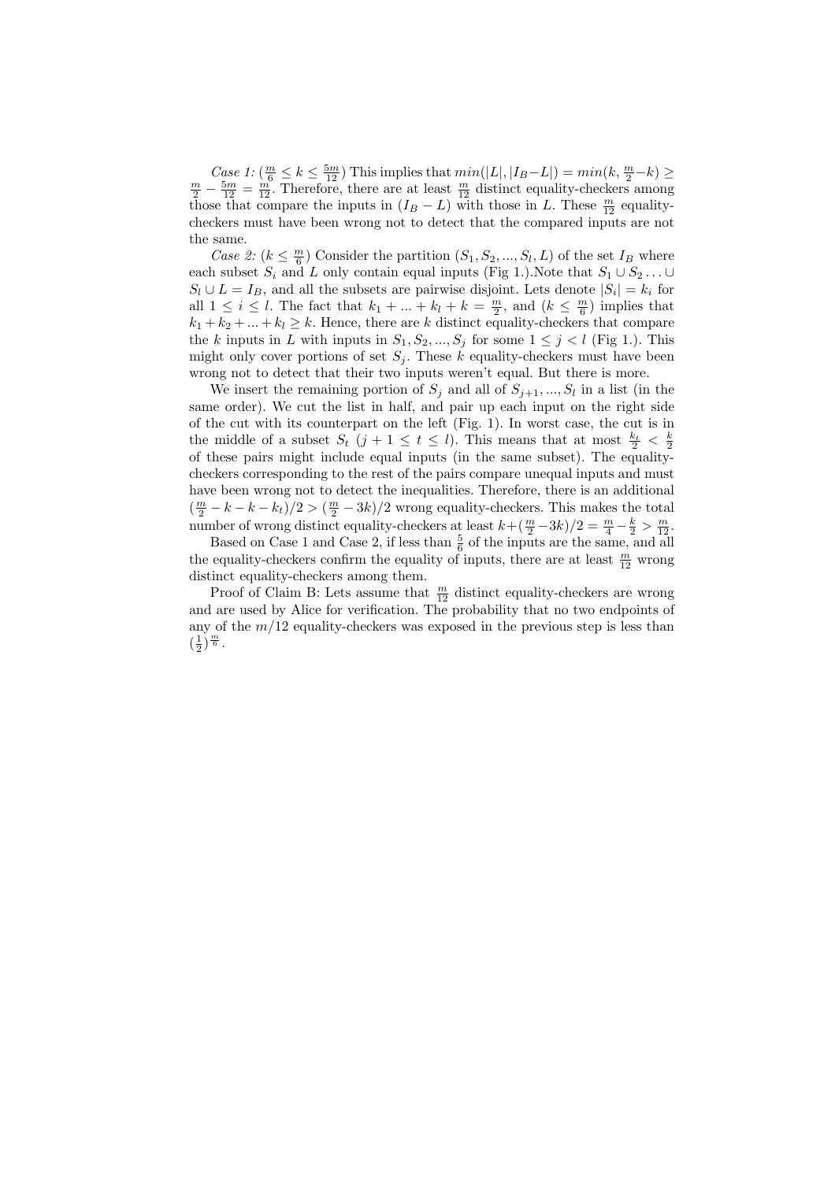*Case 1:* ($\frac{m}{6} \leq k \leq \frac{5m}{12}$) This implies that $min(|L|, |I_B - L|) = min(k, \frac{m}{2} - k) \geq \frac{m}{2} - \frac{5m}{12} = \frac{m}{12}$. Therefore, there are at least $\frac{m}{12}$ distinct equality-checkers among those that compare the inputs in $(I_B - L)$ with those in $L$. These $\frac{m}{12}$ equality-checkers must have been wrong not to detect that the compared inputs are not the same.

*Case 2:* ($k \leq \frac{m}{6}$) Consider the partition $(S_1, S_2, ..., S_l, L)$ of the set $I_B$ where each subset $S_i$ and $L$ only contain equal inputs (Fig 1.).Note that $S_1 \cup S_2 \ldots \cup S_l \cup L = I_B$, and all the subsets are pairwise disjoint. Lets denote $|S_i| = k_i$ for all $1 \leq i \leq l$. The fact that $k_1 + ... + k_l + k = \frac{m}{2}$, and ($k \leq \frac{m}{6}$) implies that $k_1 + k_2 + ... + k_l \geq k$. Hence, there are $k$ distinct equality-checkers that compare the $k$ inputs in $L$ with inputs in $S_1, S_2, ..., S_j$ for some $1 \leq j < l$ (Fig 1.). This might only cover portions of set $S_j$. These $k$ equality-checkers must have been wrong not to detect that their two inputs weren't equal. But there is more.

We insert the remaining portion of $S_j$ and all of $S_{j+1}, ..., S_l$ in a list (in the same order). We cut the list in half, and pair up each input on the right side of the cut with its counterpart on the left (Fig. 1). In worst case, the cut is in the middle of a subset $S_t$ ($j + 1 \leq t \leq l$). This means that at most $\frac{k_t}{2} < \frac{k}{2}$ of these pairs might include equal inputs (in the same subset). The equality-checkers corresponding to the rest of the pairs compare unequal inputs and must have been wrong not to detect the inequalities. Therefore, there is an additional $(\frac{m}{2} - k - k - k_t)/2 > (\frac{m}{2} - 3k)/2$ wrong equality-checkers. This makes the total number of wrong distinct equality-checkers at least $k + (\frac{m}{2} - 3k)/2 = \frac{m}{4} - \frac{k}{2} > \frac{m}{12}$.

Based on Case 1 and Case 2, if less than $\frac{5}{6}$ of the inputs are the same, and all the equality-checkers confirm the equality of inputs, there are at least $\frac{m}{12}$ wrong distinct equality-checkers among them.

Proof of Claim B: Lets assume that $\frac{m}{12}$ distinct equality-checkers are wrong and are used by Alice for verification. The probability that no two endpoints of any of the $m/12$ equality-checkers was exposed in the previous step is less than $(\frac{1}{2})^{\frac{m}{6}}$.